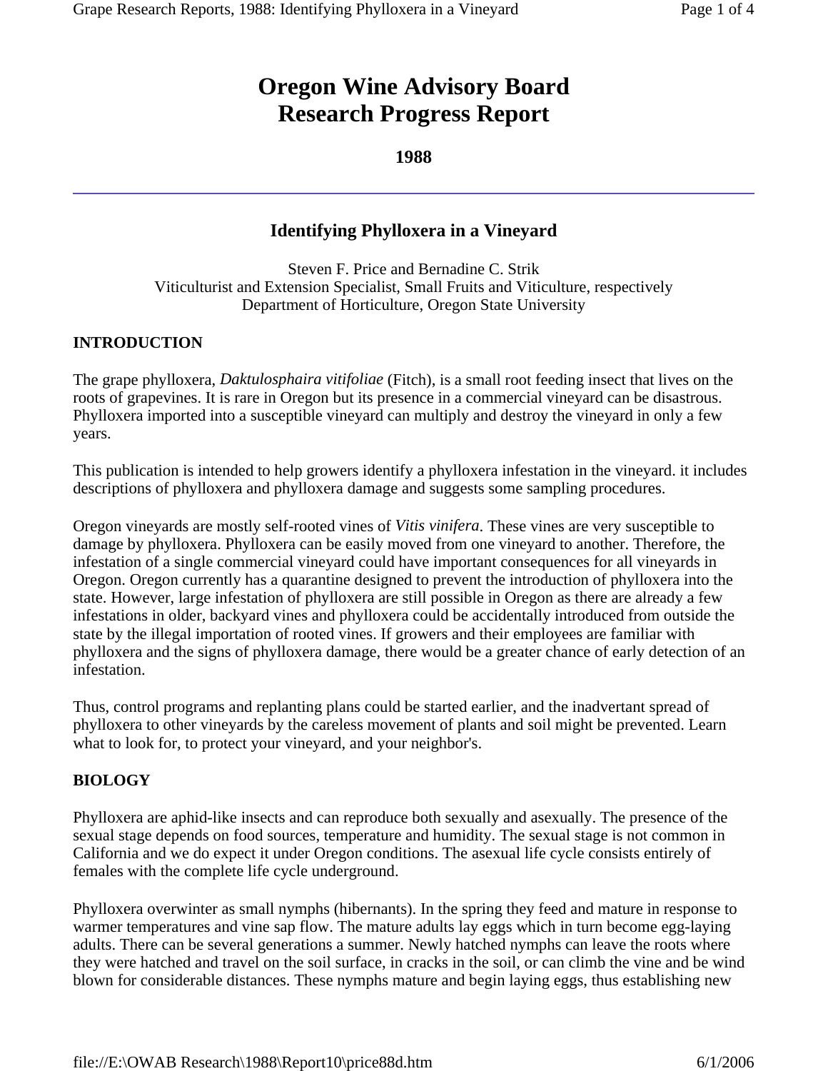# Oregon Wine Advisory Board Research Progress Report

**1988**

---

## Identifying Phylloxera in a Vineyard

Steven F. Price and Bernadine C. Strik
Viticulturist and Extension Specialist, Small Fruits and Viticulture, respectively
Department of Horticulture, Oregon State University

### INTRODUCTION

The grape phylloxera, *Daktulosphaira vitifoliae* (Fitch), is a small root feeding insect that lives on the roots of grapevines. It is rare in Oregon but its presence in a commercial vineyard can be disastrous. Phylloxera imported into a susceptible vineyard can multiply and destroy the vineyard in only a few years.

This publication is intended to help growers identify a phylloxera infestation in the vineyard. it includes descriptions of phylloxera and phylloxera damage and suggests some sampling procedures.

Oregon vineyards are mostly self-rooted vines of *Vitis vinifera*. These vines are very susceptible to damage by phylloxera. Phylloxera can be easily moved from one vineyard to another. Therefore, the infestation of a single commercial vineyard could have important consequences for all vineyards in Oregon. Oregon currently has a quarantine designed to prevent the introduction of phylloxera into the state. However, large infestation of phylloxera are still possible in Oregon as there are already a few infestations in older, backyard vines and phylloxera could be accidentally introduced from outside the state by the illegal importation of rooted vines. If growers and their employees are familiar with phylloxera and the signs of phylloxera damage, there would be a greater chance of early detection of an infestation.

Thus, control programs and replanting plans could be started earlier, and the inadvertant spread of phylloxera to other vineyards by the careless movement of plants and soil might be prevented. Learn what to look for, to protect your vineyard, and your neighbor's.

### BIOLOGY

Phylloxera are aphid-like insects and can reproduce both sexually and asexually. The presence of the sexual stage depends on food sources, temperature and humidity. The sexual stage is not common in California and we do expect it under Oregon conditions. The asexual life cycle consists entirely of females with the complete life cycle underground.

Phylloxera overwinter as small nymphs (hibernants). In the spring they feed and mature in response to warmer temperatures and vine sap flow. The mature adults lay eggs which in turn become egg-laying adults. There can be several generations a summer. Newly hatched nymphs can leave the roots where they were hatched and travel on the soil surface, in cracks in the soil, or can climb the vine and be wind blown for considerable distances. These nymphs mature and begin laying eggs, thus establishing new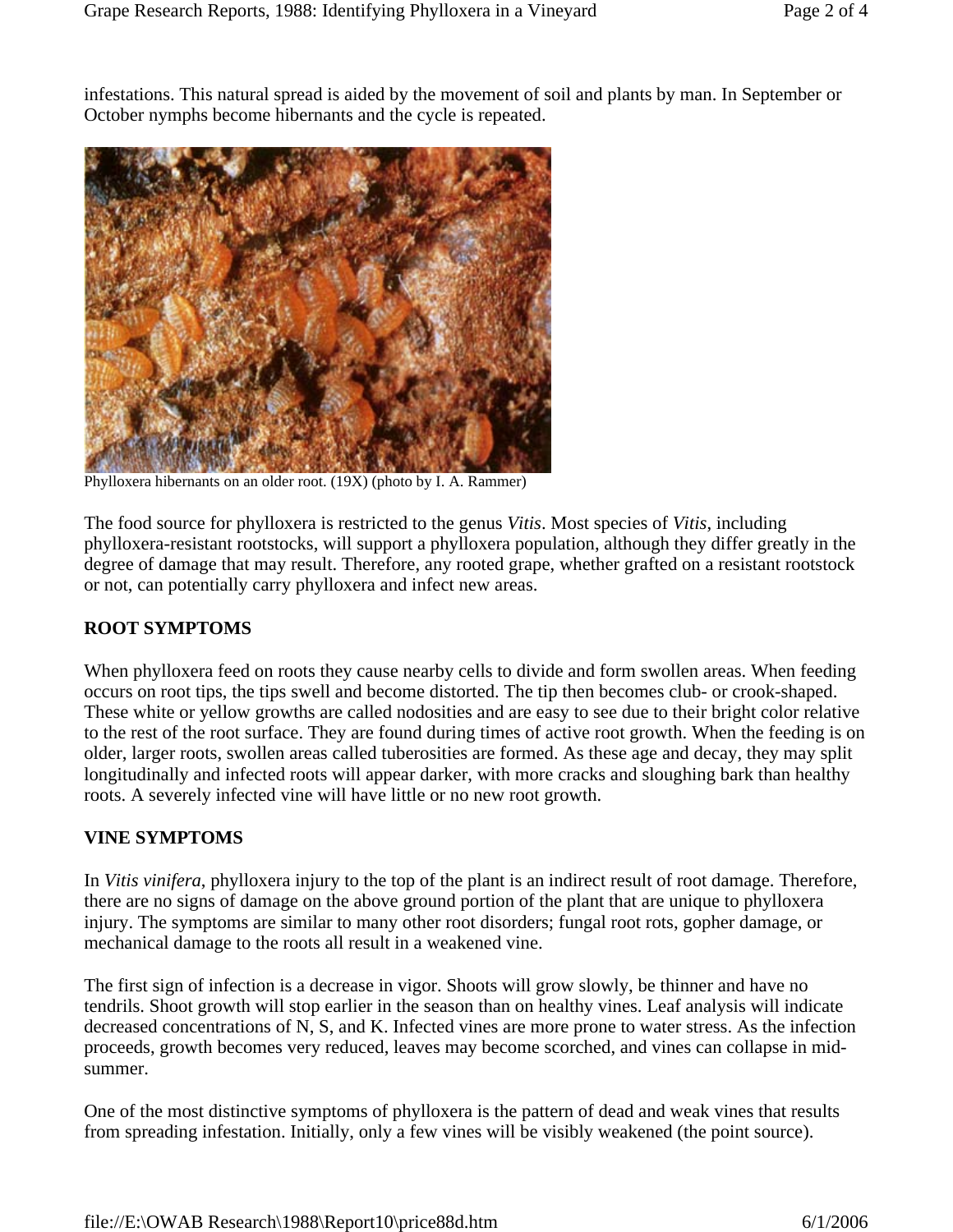infestations. This natural spread is aided by the movement of soil and plants by man. In September or October nymphs become hibernants and the cycle is repeated.

Phylloxera hibernants on an older root. (19X) (photo by I. A. Rammer)

The food source for phylloxera is restricted to the genus *Vitis*. Most species of *Vitis,* including phylloxera-resistant rootstocks, will support a phylloxera population, although they differ greatly in the degree of damage that may result. Therefore, any rooted grape, whether grafted on a resistant rootstock or not, can potentially carry phylloxera and infect new areas.

## ROOT SYMPTOMS

When phylloxera feed on roots they cause nearby cells to divide and form swollen areas. When feeding occurs on root tips, the tips swell and become distorted. The tip then becomes club- or crook-shaped. These white or yellow growths are called nodosities and are easy to see due to their bright color relative to the rest of the root surface. They are found during times of active root growth. When the feeding is on older, larger roots, swollen areas called tuberosities are formed. As these age and decay, they may split longitudinally and infected roots will appear darker, with more cracks and sloughing bark than healthy roots. A severely infected vine will have little or no new root growth.

## VINE SYMPTOMS

In *Vitis vinifera*, phylloxera injury to the top of the plant is an indirect result of root damage. Therefore, there are no signs of damage on the above ground portion of the plant that are unique to phylloxera injury. The symptoms are similar to many other root disorders; fungal root rots, gopher damage, or mechanical damage to the roots all result in a weakened vine.

The first sign of infection is a decrease in vigor. Shoots will grow slowly, be thinner and have no tendrils. Shoot growth will stop earlier in the season than on healthy vines. Leaf analysis will indicate decreased concentrations of N, S, and K. Infected vines are more prone to water stress. As the infection proceeds, growth becomes very reduced, leaves may become scorched, and vines can collapse in mid-summer.

One of the most distinctive symptoms of phylloxera is the pattern of dead and weak vines that results from spreading infestation. Initially, only a few vines will be visibly weakened (the point source).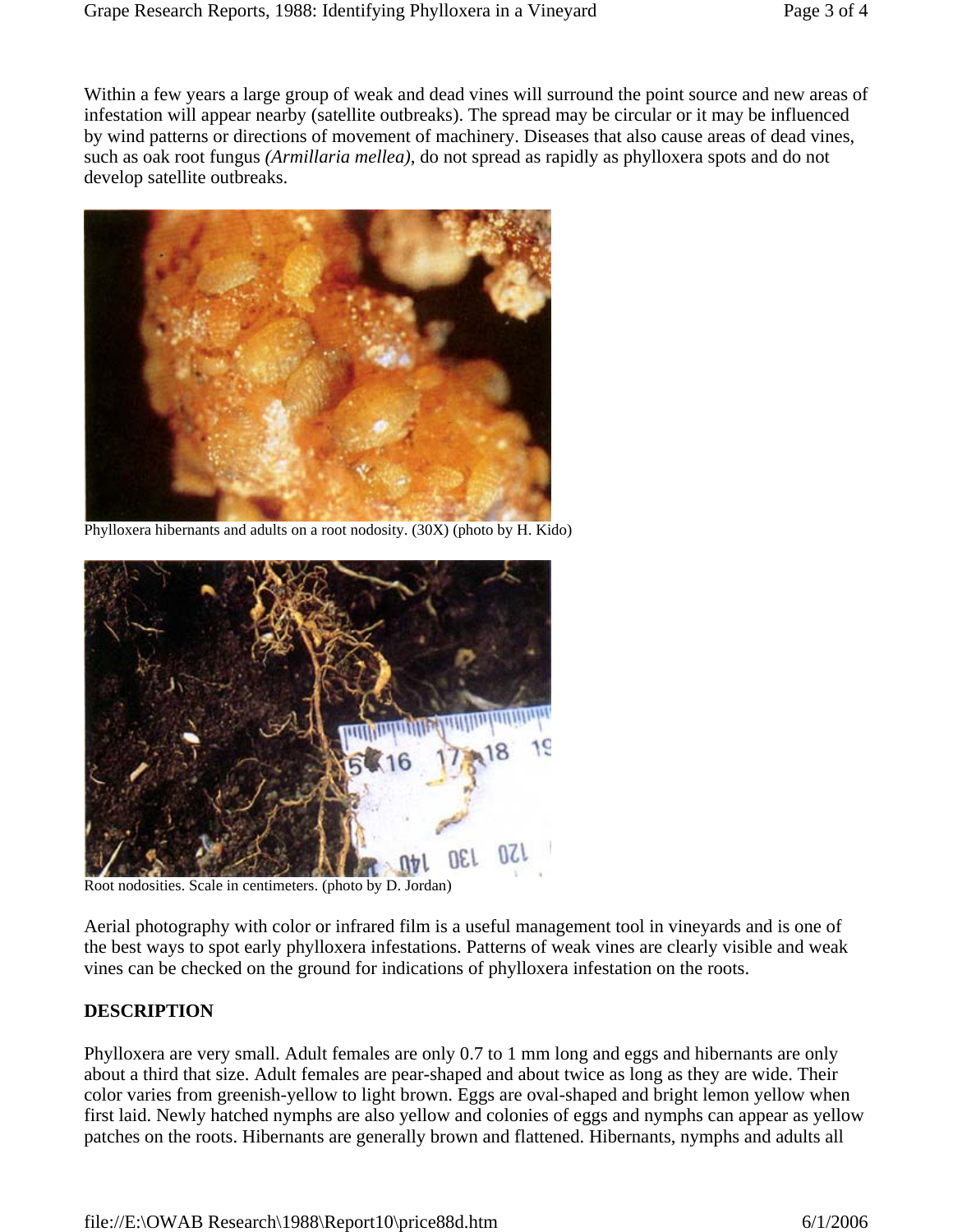Within a few years a large group of weak and dead vines will surround the point source and new areas of infestation will appear nearby (satellite outbreaks). The spread may be circular or it may be influenced by wind patterns or directions of movement of machinery. Diseases that also cause areas of dead vines, such as oak root fungus *(Armillaria mellea)*, do not spread as rapidly as phylloxera spots and do not develop satellite outbreaks.

Phylloxera hibernants and adults on a root nodosity. (30X) (photo by H. Kido)

Root nodosities. Scale in centimeters. (photo by D. Jordan)

Aerial photography with color or infrared film is a useful management tool in vineyards and is one of the best ways to spot early phylloxera infestations. Patterns of weak vines are clearly visible and weak vines can be checked on the ground for indications of phylloxera infestation on the roots.

## DESCRIPTION

Phylloxera are very small. Adult females are only 0.7 to 1 mm long and eggs and hibernants are only about a third that size. Adult females are pear-shaped and about twice as long as they are wide. Their color varies from greenish-yellow to light brown. Eggs are oval-shaped and bright lemon yellow when first laid. Newly hatched nymphs are also yellow and colonies of eggs and nymphs can appear as yellow patches on the roots. Hibernants are generally brown and flattened. Hibernants, nymphs and adults all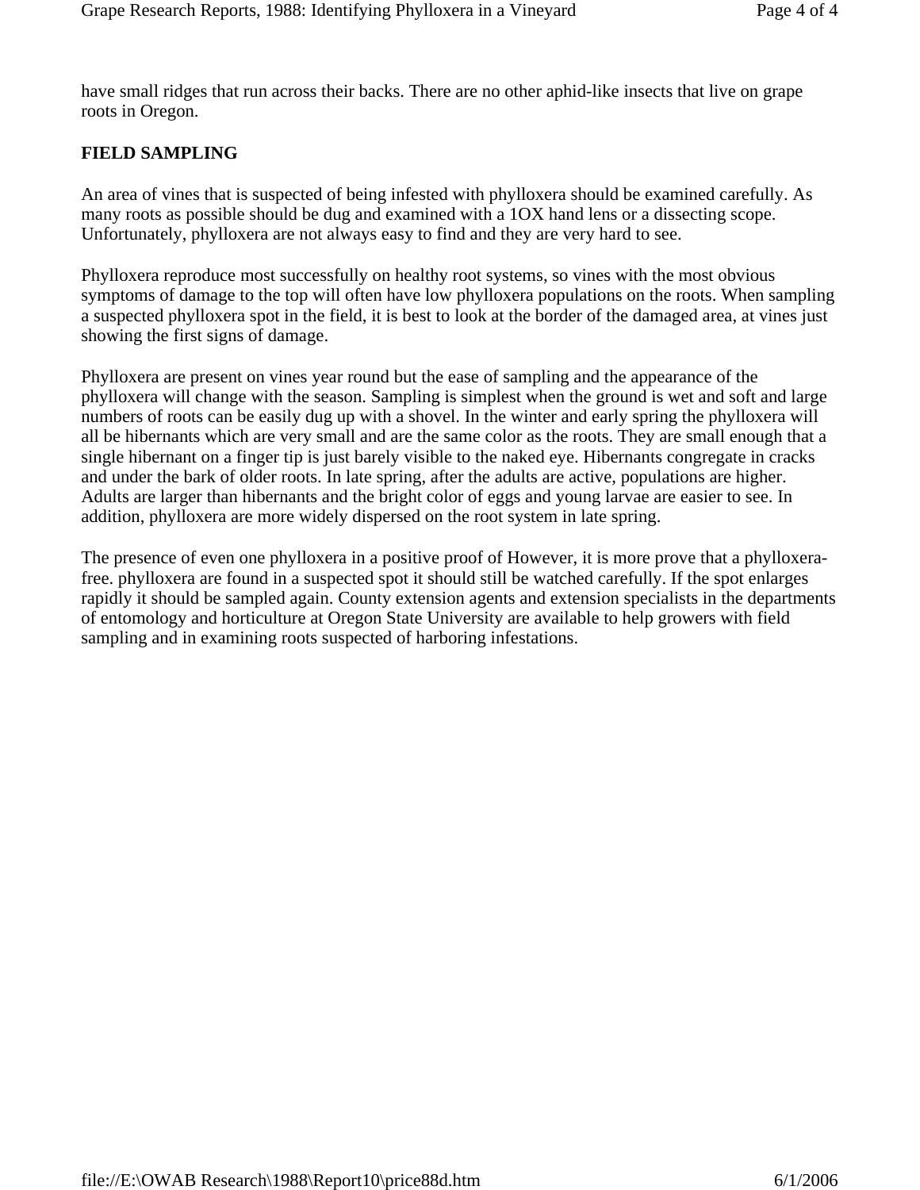have small ridges that run across their backs. There are no other aphid-like insects that live on grape roots in Oregon.

**FIELD SAMPLING**

An area of vines that is suspected of being infested with phylloxera should be examined carefully. As many roots as possible should be dug and examined with a 1OX hand lens or a dissecting scope. Unfortunately, phylloxera are not always easy to find and they are very hard to see.

Phylloxera reproduce most successfully on healthy root systems, so vines with the most obvious symptoms of damage to the top will often have low phylloxera populations on the roots. When sampling a suspected phylloxera spot in the field, it is best to look at the border of the damaged area, at vines just showing the first signs of damage.

Phylloxera are present on vines year round but the ease of sampling and the appearance of the phylloxera will change with the season. Sampling is simplest when the ground is wet and soft and large numbers of roots can be easily dug up with a shovel. In the winter and early spring the phylloxera will all be hibernants which are very small and are the same color as the roots. They are small enough that a single hibernant on a finger tip is just barely visible to the naked eye. Hibernants congregate in cracks and under the bark of older roots. In late spring, after the adults are active, populations are higher. Adults are larger than hibernants and the bright color of eggs and young larvae are easier to see. In addition, phylloxera are more widely dispersed on the root system in late spring.

The presence of even one phylloxera in a positive proof of However, it is more prove that a phylloxera-free. phylloxera are found in a suspected spot it should still be watched carefully. If the spot enlarges rapidly it should be sampled again. County extension agents and extension specialists in the departments of entomology and horticulture at Oregon State University are available to help growers with field sampling and in examining roots suspected of harboring infestations.